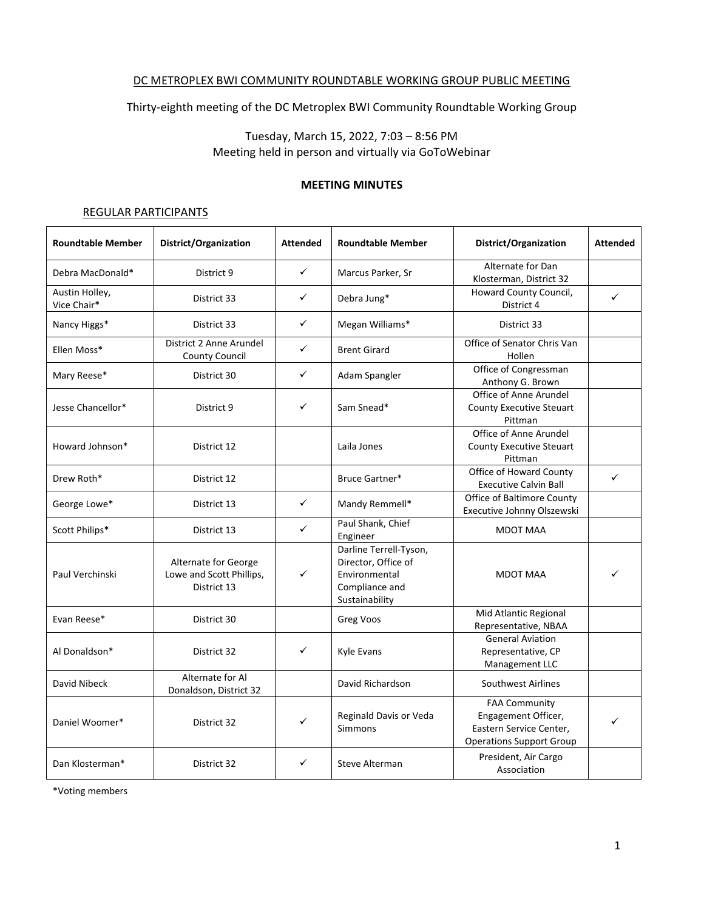DC METROPLEX BWI COMMUNITY ROUNDTABLE WORKING GROUP PUBLIC MEETING

Thirty-eighth meeting of the DC Metroplex BWI Community Roundtable Working Group

Tuesday, March 15, 2022, 7:03 – 8:56 PM
Meeting held in person and virtually via GoToWebinar

**MEETING MINUTES**

REGULAR PARTICIPANTS

| Roundtable Member | District/Organization | Attended | Roundtable Member | District/Organization | Attended |
|---|---|---|---|---|---|
| Debra MacDonald* | District 9 | ✓ | Marcus Parker, Sr | Alternate for Dan Klosterman, District 32 | |
| Austin Holley, Vice Chair* | District 33 | ✓ | Debra Jung* | Howard County Council, District 4 | ✓ |
| Nancy Higgs* | District 33 | ✓ | Megan Williams* | District 33 | |
| Ellen Moss* | District 2 Anne Arundel County Council | ✓ | Brent Girard | Office of Senator Chris Van Hollen | |
| Mary Reese* | District 30 | ✓ | Adam Spangler | Office of Congressman Anthony G. Brown | |
| Jesse Chancellor* | District 9 | ✓ | Sam Snead* | Office of Anne Arundel County Executive Steuart Pittman | |
| Howard Johnson* | District 12 | | Laila Jones | Office of Anne Arundel County Executive Steuart Pittman | |
| Drew Roth* | District 12 | | Bruce Gartner* | Office of Howard County Executive Calvin Ball | ✓ |
| George Lowe* | District 13 | ✓ | Mandy Remmell* | Office of Baltimore County Executive Johnny Olszewski | |
| Scott Philips* | District 13 | ✓ | Paul Shank, Chief Engineer | MDOT MAA | |
| Paul Verchinski | Alternate for George Lowe and Scott Phillips, District 13 | ✓ | Darline Terrell-Tyson, Director, Office of Environmental Compliance and Sustainability | MDOT MAA | ✓ |
| Evan Reese* | District 30 | | Greg Voos | Mid Atlantic Regional Representative, NBAA | |
| Al Donaldson* | District 32 | ✓ | Kyle Evans | General Aviation Representative, CP Management LLC | |
| David Nibeck | Alternate for Al Donaldson, District 32 | | David Richardson | Southwest Airlines | |
| Daniel Woomer* | District 32 | ✓ | Reginald Davis or Veda Simmons | FAA Community Engagement Officer, Eastern Service Center, Operations Support Group | ✓ |
| Dan Klosterman* | District 32 | ✓ | Steve Alterman | President, Air Cargo Association | |

*Voting members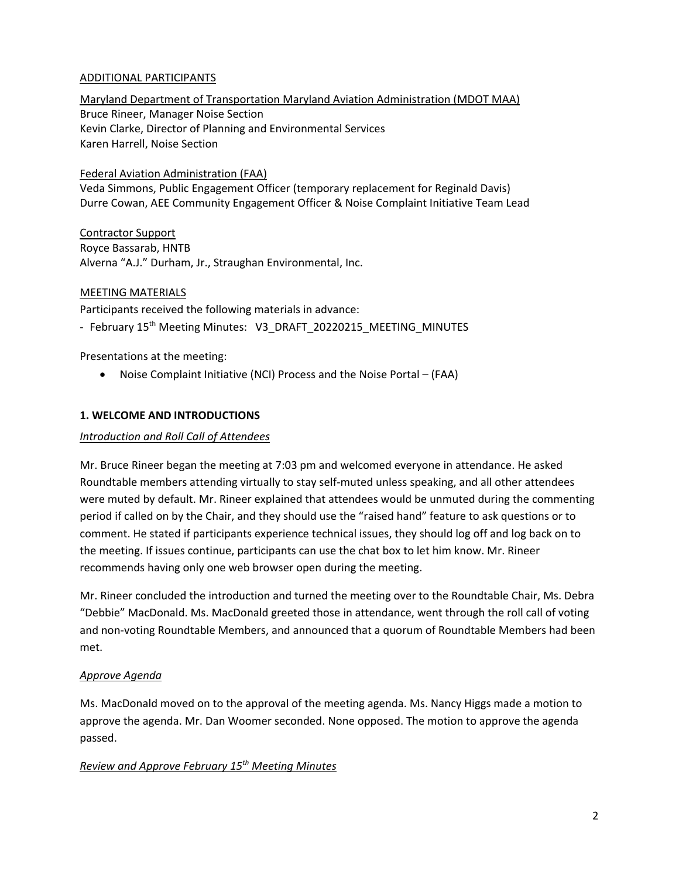ADDITIONAL PARTICIPANTS

Maryland Department of Transportation Maryland Aviation Administration (MDOT MAA)
Bruce Rineer, Manager Noise Section
Kevin Clarke, Director of Planning and Environmental Services
Karen Harrell, Noise Section

Federal Aviation Administration (FAA)
Veda Simmons, Public Engagement Officer (temporary replacement for Reginald Davis)
Durre Cowan, AEE Community Engagement Officer & Noise Complaint Initiative Team Lead

Contractor Support
Royce Bassarab, HNTB
Alverna "A.J." Durham, Jr., Straughan Environmental, Inc.

MEETING MATERIALS

Participants received the following materials in advance:

- February 15th Meeting Minutes: V3_DRAFT_20220215_MEETING_MINUTES

Presentations at the meeting:

- Noise Complaint Initiative (NCI) Process and the Noise Portal – (FAA)

## 1. WELCOME AND INTRODUCTIONS

*Introduction and Roll Call of Attendees*

Mr. Bruce Rineer began the meeting at 7:03 pm and welcomed everyone in attendance. He asked Roundtable members attending virtually to stay self-muted unless speaking, and all other attendees were muted by default. Mr. Rineer explained that attendees would be unmuted during the commenting period if called on by the Chair, and they should use the "raised hand" feature to ask questions or to comment. He stated if participants experience technical issues, they should log off and log back on to the meeting. If issues continue, participants can use the chat box to let him know. Mr. Rineer recommends having only one web browser open during the meeting.

Mr. Rineer concluded the introduction and turned the meeting over to the Roundtable Chair, Ms. Debra "Debbie" MacDonald. Ms. MacDonald greeted those in attendance, went through the roll call of voting and non-voting Roundtable Members, and announced that a quorum of Roundtable Members had been met.

*Approve Agenda*

Ms. MacDonald moved on to the approval of the meeting agenda. Ms. Nancy Higgs made a motion to approve the agenda. Mr. Dan Woomer seconded. None opposed. The motion to approve the agenda passed.

*Review and Approve February 15th Meeting Minutes*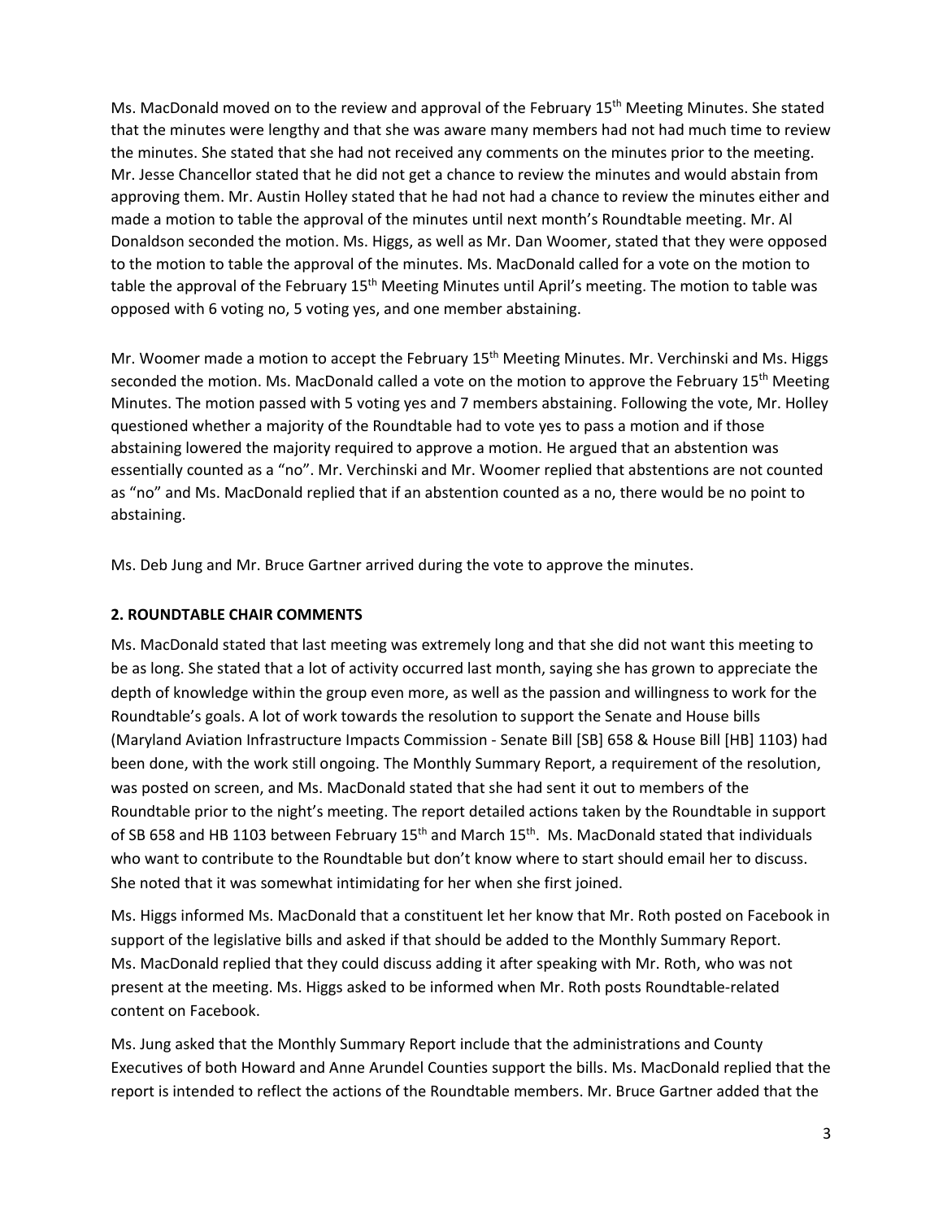Ms. MacDonald moved on to the review and approval of the February 15th Meeting Minutes. She stated that the minutes were lengthy and that she was aware many members had not had much time to review the minutes. She stated that she had not received any comments on the minutes prior to the meeting. Mr. Jesse Chancellor stated that he did not get a chance to review the minutes and would abstain from approving them. Mr. Austin Holley stated that he had not had a chance to review the minutes either and made a motion to table the approval of the minutes until next month's Roundtable meeting. Mr. Al Donaldson seconded the motion. Ms. Higgs, as well as Mr. Dan Woomer, stated that they were opposed to the motion to table the approval of the minutes. Ms. MacDonald called for a vote on the motion to table the approval of the February 15th Meeting Minutes until April's meeting. The motion to table was opposed with 6 voting no, 5 voting yes, and one member abstaining.

Mr. Woomer made a motion to accept the February 15th Meeting Minutes. Mr. Verchinski and Ms. Higgs seconded the motion. Ms. MacDonald called a vote on the motion to approve the February 15th Meeting Minutes. The motion passed with 5 voting yes and 7 members abstaining. Following the vote, Mr. Holley questioned whether a majority of the Roundtable had to vote yes to pass a motion and if those abstaining lowered the majority required to approve a motion. He argued that an abstention was essentially counted as a "no". Mr. Verchinski and Mr. Woomer replied that abstentions are not counted as "no" and Ms. MacDonald replied that if an abstention counted as a no, there would be no point to abstaining.

Ms. Deb Jung and Mr. Bruce Gartner arrived during the vote to approve the minutes.

## 2. ROUNDTABLE CHAIR COMMENTS

Ms. MacDonald stated that last meeting was extremely long and that she did not want this meeting to be as long. She stated that a lot of activity occurred last month, saying she has grown to appreciate the depth of knowledge within the group even more, as well as the passion and willingness to work for the Roundtable's goals. A lot of work towards the resolution to support the Senate and House bills (Maryland Aviation Infrastructure Impacts Commission - Senate Bill [SB] 658 & House Bill [HB] 1103) had been done, with the work still ongoing. The Monthly Summary Report, a requirement of the resolution, was posted on screen, and Ms. MacDonald stated that she had sent it out to members of the Roundtable prior to the night's meeting. The report detailed actions taken by the Roundtable in support of SB 658 and HB 1103 between February 15th and March 15th. Ms. MacDonald stated that individuals who want to contribute to the Roundtable but don't know where to start should email her to discuss. She noted that it was somewhat intimidating for her when she first joined.

Ms. Higgs informed Ms. MacDonald that a constituent let her know that Mr. Roth posted on Facebook in support of the legislative bills and asked if that should be added to the Monthly Summary Report. Ms. MacDonald replied that they could discuss adding it after speaking with Mr. Roth, who was not present at the meeting. Ms. Higgs asked to be informed when Mr. Roth posts Roundtable-related content on Facebook.

Ms. Jung asked that the Monthly Summary Report include that the administrations and County Executives of both Howard and Anne Arundel Counties support the bills. Ms. MacDonald replied that the report is intended to reflect the actions of the Roundtable members. Mr. Bruce Gartner added that the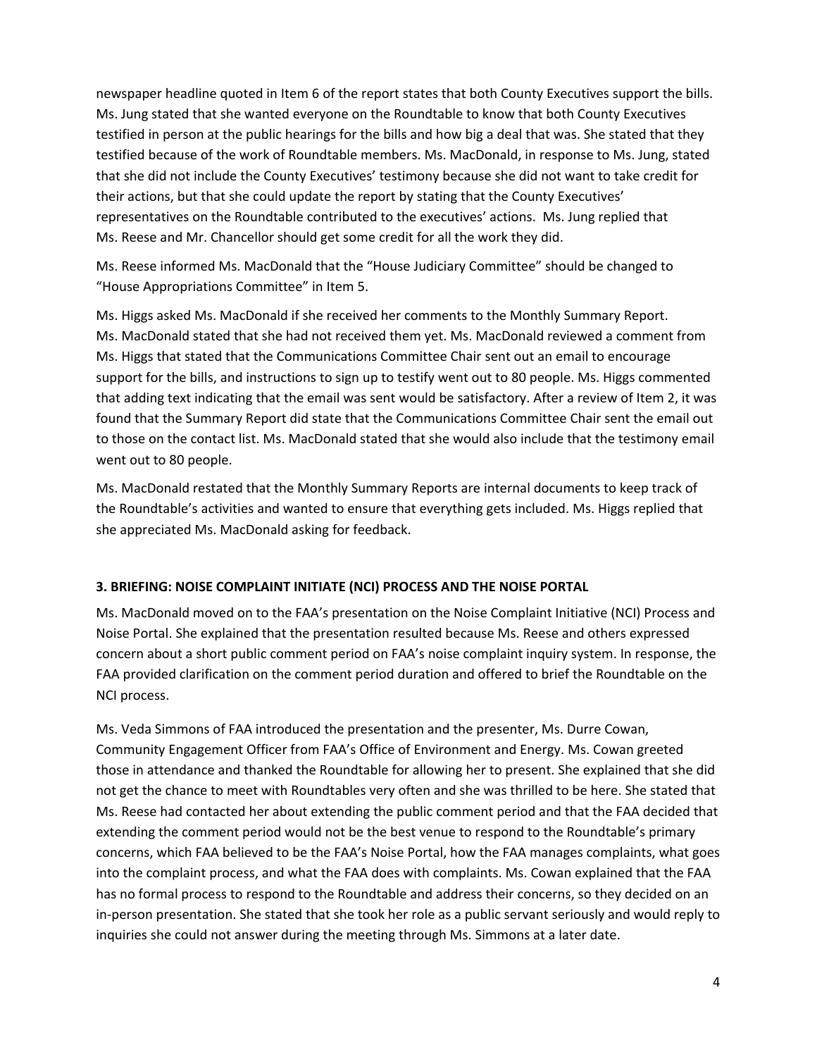newspaper headline quoted in Item 6 of the report states that both County Executives support the bills. Ms. Jung stated that she wanted everyone on the Roundtable to know that both County Executives testified in person at the public hearings for the bills and how big a deal that was. She stated that they testified because of the work of Roundtable members. Ms. MacDonald, in response to Ms. Jung, stated that she did not include the County Executives' testimony because she did not want to take credit for their actions, but that she could update the report by stating that the County Executives' representatives on the Roundtable contributed to the executives' actions. Ms. Jung replied that Ms. Reese and Mr. Chancellor should get some credit for all the work they did.

Ms. Reese informed Ms. MacDonald that the "House Judiciary Committee" should be changed to "House Appropriations Committee" in Item 5.

Ms. Higgs asked Ms. MacDonald if she received her comments to the Monthly Summary Report. Ms. MacDonald stated that she had not received them yet. Ms. MacDonald reviewed a comment from Ms. Higgs that stated that the Communications Committee Chair sent out an email to encourage support for the bills, and instructions to sign up to testify went out to 80 people. Ms. Higgs commented that adding text indicating that the email was sent would be satisfactory. After a review of Item 2, it was found that the Summary Report did state that the Communications Committee Chair sent the email out to those on the contact list. Ms. MacDonald stated that she would also include that the testimony email went out to 80 people.

Ms. MacDonald restated that the Monthly Summary Reports are internal documents to keep track of the Roundtable's activities and wanted to ensure that everything gets included. Ms. Higgs replied that she appreciated Ms. MacDonald asking for feedback.

### 3. BRIEFING: NOISE COMPLAINT INITIATE (NCI) PROCESS AND THE NOISE PORTAL

Ms. MacDonald moved on to the FAA's presentation on the Noise Complaint Initiative (NCI) Process and Noise Portal. She explained that the presentation resulted because Ms. Reese and others expressed concern about a short public comment period on FAA's noise complaint inquiry system. In response, the FAA provided clarification on the comment period duration and offered to brief the Roundtable on the NCI process.

Ms. Veda Simmons of FAA introduced the presentation and the presenter, Ms. Durre Cowan, Community Engagement Officer from FAA's Office of Environment and Energy. Ms. Cowan greeted those in attendance and thanked the Roundtable for allowing her to present. She explained that she did not get the chance to meet with Roundtables very often and she was thrilled to be here. She stated that Ms. Reese had contacted her about extending the public comment period and that the FAA decided that extending the comment period would not be the best venue to respond to the Roundtable's primary concerns, which FAA believed to be the FAA's Noise Portal, how the FAA manages complaints, what goes into the complaint process, and what the FAA does with complaints. Ms. Cowan explained that the FAA has no formal process to respond to the Roundtable and address their concerns, so they decided on an in-person presentation. She stated that she took her role as a public servant seriously and would reply to inquiries she could not answer during the meeting through Ms. Simmons at a later date.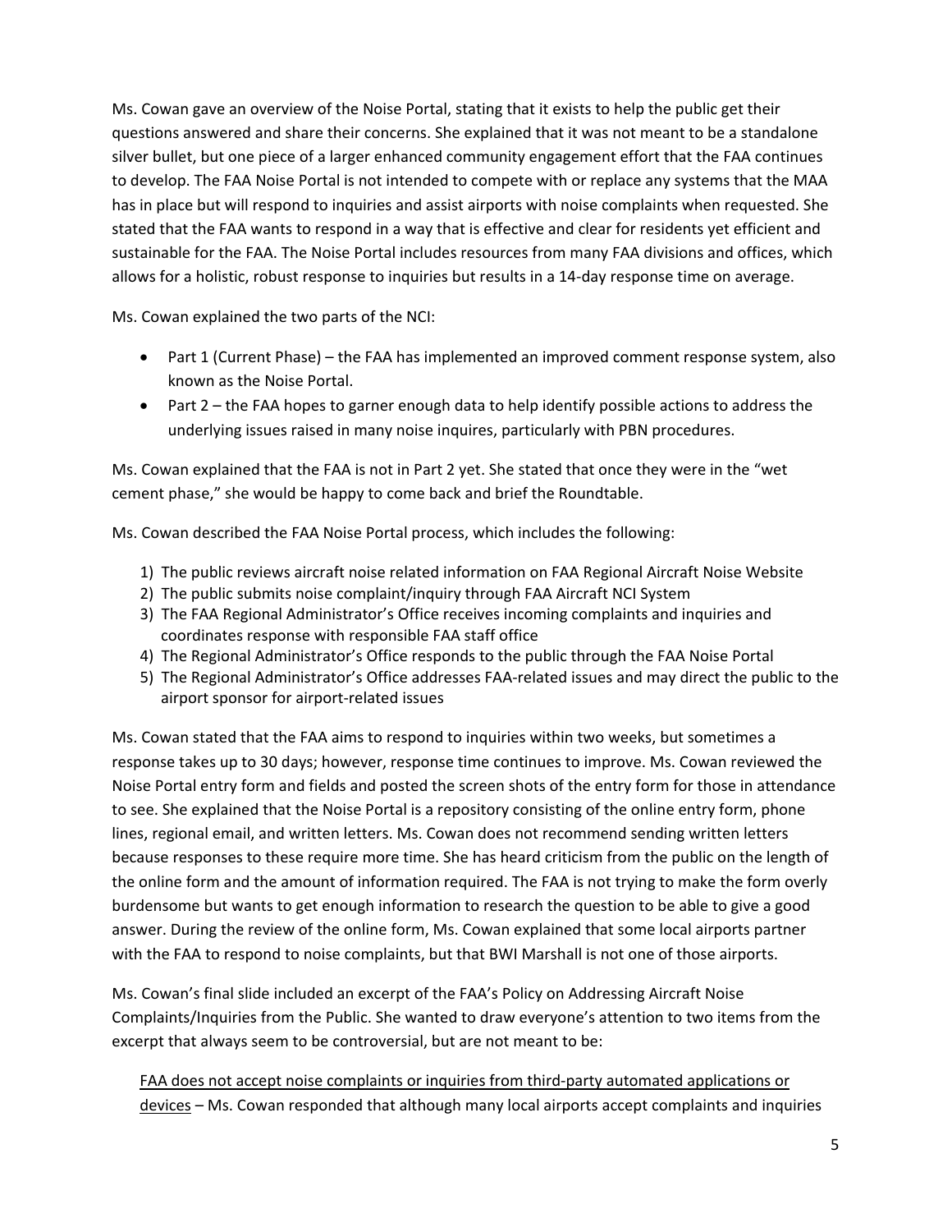Ms. Cowan gave an overview of the Noise Portal, stating that it exists to help the public get their questions answered and share their concerns. She explained that it was not meant to be a standalone silver bullet, but one piece of a larger enhanced community engagement effort that the FAA continues to develop. The FAA Noise Portal is not intended to compete with or replace any systems that the MAA has in place but will respond to inquiries and assist airports with noise complaints when requested. She stated that the FAA wants to respond in a way that is effective and clear for residents yet efficient and sustainable for the FAA. The Noise Portal includes resources from many FAA divisions and offices, which allows for a holistic, robust response to inquiries but results in a 14-day response time on average.

Ms. Cowan explained the two parts of the NCI:

- Part 1 (Current Phase) – the FAA has implemented an improved comment response system, also known as the Noise Portal.
- Part 2 – the FAA hopes to garner enough data to help identify possible actions to address the underlying issues raised in many noise inquires, particularly with PBN procedures.

Ms. Cowan explained that the FAA is not in Part 2 yet. She stated that once they were in the "wet cement phase," she would be happy to come back and brief the Roundtable.

Ms. Cowan described the FAA Noise Portal process, which includes the following:

1) The public reviews aircraft noise related information on FAA Regional Aircraft Noise Website
2) The public submits noise complaint/inquiry through FAA Aircraft NCI System
3) The FAA Regional Administrator's Office receives incoming complaints and inquiries and coordinates response with responsible FAA staff office
4) The Regional Administrator's Office responds to the public through the FAA Noise Portal
5) The Regional Administrator's Office addresses FAA-related issues and may direct the public to the airport sponsor for airport-related issues

Ms. Cowan stated that the FAA aims to respond to inquiries within two weeks, but sometimes a response takes up to 30 days; however, response time continues to improve. Ms. Cowan reviewed the Noise Portal entry form and fields and posted the screen shots of the entry form for those in attendance to see. She explained that the Noise Portal is a repository consisting of the online entry form, phone lines, regional email, and written letters. Ms. Cowan does not recommend sending written letters because responses to these require more time. She has heard criticism from the public on the length of the online form and the amount of information required. The FAA is not trying to make the form overly burdensome but wants to get enough information to research the question to be able to give a good answer. During the review of the online form, Ms. Cowan explained that some local airports partner with the FAA to respond to noise complaints, but that BWI Marshall is not one of those airports.

Ms. Cowan's final slide included an excerpt of the FAA's Policy on Addressing Aircraft Noise Complaints/Inquiries from the Public. She wanted to draw everyone's attention to two items from the excerpt that always seem to be controversial, but are not meant to be:

<u>FAA does not accept noise complaints or inquiries from third-party automated applications or devices</u> – Ms. Cowan responded that although many local airports accept complaints and inquiries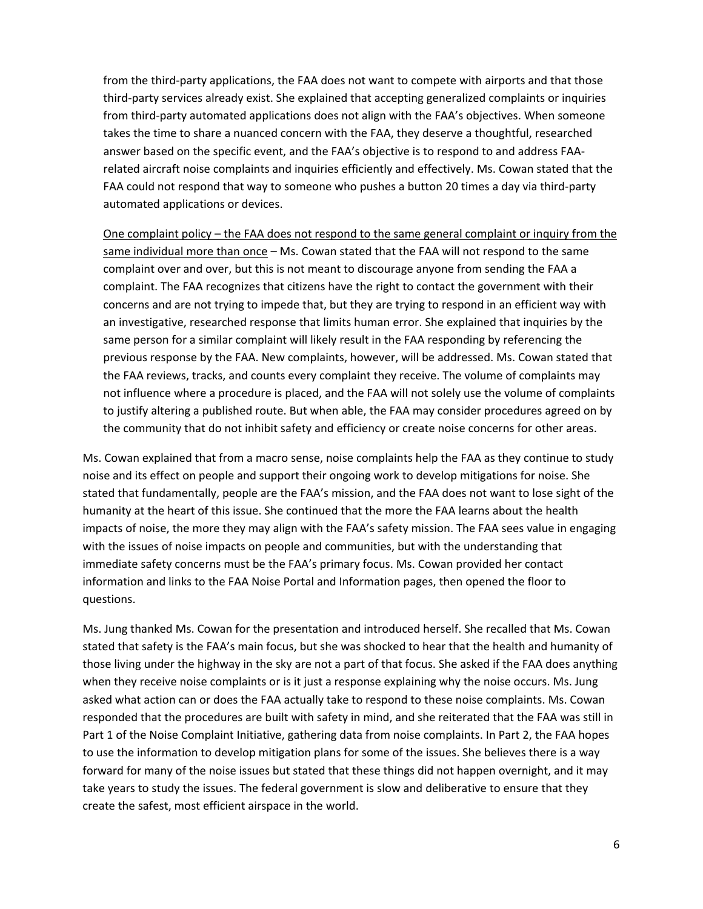from the third-party applications, the FAA does not want to compete with airports and that those third-party services already exist. She explained that accepting generalized complaints or inquiries from third-party automated applications does not align with the FAA's objectives. When someone takes the time to share a nuanced concern with the FAA, they deserve a thoughtful, researched answer based on the specific event, and the FAA's objective is to respond to and address FAA-related aircraft noise complaints and inquiries efficiently and effectively. Ms. Cowan stated that the FAA could not respond that way to someone who pushes a button 20 times a day via third-party automated applications or devices.

<u>One complaint policy – the FAA does not respond to the same general complaint or inquiry from the same individual more than once</u> – Ms. Cowan stated that the FAA will not respond to the same complaint over and over, but this is not meant to discourage anyone from sending the FAA a complaint. The FAA recognizes that citizens have the right to contact the government with their concerns and are not trying to impede that, but they are trying to respond in an efficient way with an investigative, researched response that limits human error. She explained that inquiries by the same person for a similar complaint will likely result in the FAA responding by referencing the previous response by the FAA. New complaints, however, will be addressed. Ms. Cowan stated that the FAA reviews, tracks, and counts every complaint they receive. The volume of complaints may not influence where a procedure is placed, and the FAA will not solely use the volume of complaints to justify altering a published route. But when able, the FAA may consider procedures agreed on by the community that do not inhibit safety and efficiency or create noise concerns for other areas.

Ms. Cowan explained that from a macro sense, noise complaints help the FAA as they continue to study noise and its effect on people and support their ongoing work to develop mitigations for noise. She stated that fundamentally, people are the FAA's mission, and the FAA does not want to lose sight of the humanity at the heart of this issue. She continued that the more the FAA learns about the health impacts of noise, the more they may align with the FAA's safety mission. The FAA sees value in engaging with the issues of noise impacts on people and communities, but with the understanding that immediate safety concerns must be the FAA's primary focus. Ms. Cowan provided her contact information and links to the FAA Noise Portal and Information pages, then opened the floor to questions.

Ms. Jung thanked Ms. Cowan for the presentation and introduced herself. She recalled that Ms. Cowan stated that safety is the FAA's main focus, but she was shocked to hear that the health and humanity of those living under the highway in the sky are not a part of that focus. She asked if the FAA does anything when they receive noise complaints or is it just a response explaining why the noise occurs. Ms. Jung asked what action can or does the FAA actually take to respond to these noise complaints. Ms. Cowan responded that the procedures are built with safety in mind, and she reiterated that the FAA was still in Part 1 of the Noise Complaint Initiative, gathering data from noise complaints. In Part 2, the FAA hopes to use the information to develop mitigation plans for some of the issues. She believes there is a way forward for many of the noise issues but stated that these things did not happen overnight, and it may take years to study the issues. The federal government is slow and deliberative to ensure that they create the safest, most efficient airspace in the world.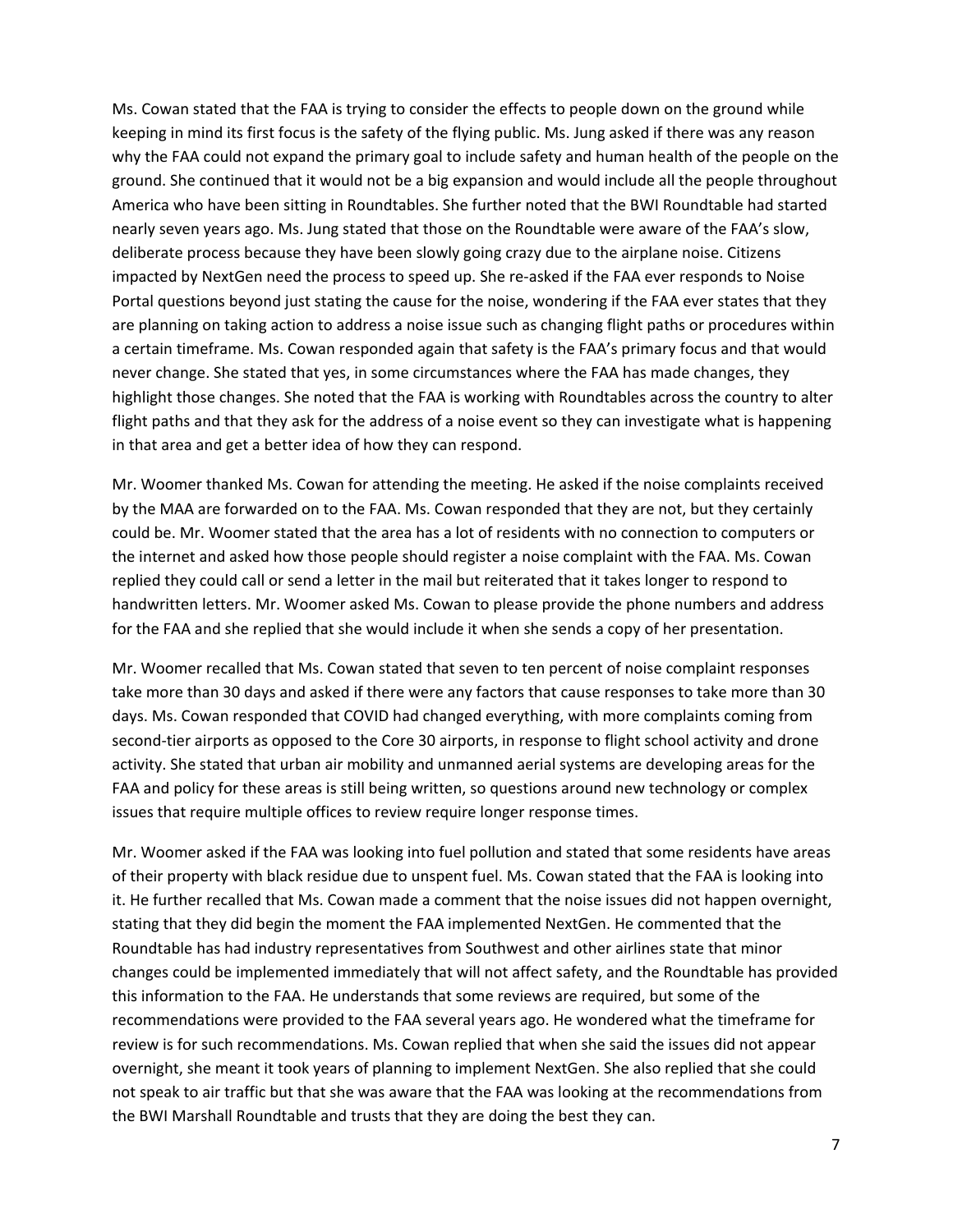Ms. Cowan stated that the FAA is trying to consider the effects to people down on the ground while keeping in mind its first focus is the safety of the flying public. Ms. Jung asked if there was any reason why the FAA could not expand the primary goal to include safety and human health of the people on the ground. She continued that it would not be a big expansion and would include all the people throughout America who have been sitting in Roundtables. She further noted that the BWI Roundtable had started nearly seven years ago. Ms. Jung stated that those on the Roundtable were aware of the FAA's slow, deliberate process because they have been slowly going crazy due to the airplane noise. Citizens impacted by NextGen need the process to speed up. She re-asked if the FAA ever responds to Noise Portal questions beyond just stating the cause for the noise, wondering if the FAA ever states that they are planning on taking action to address a noise issue such as changing flight paths or procedures within a certain timeframe. Ms. Cowan responded again that safety is the FAA's primary focus and that would never change. She stated that yes, in some circumstances where the FAA has made changes, they highlight those changes. She noted that the FAA is working with Roundtables across the country to alter flight paths and that they ask for the address of a noise event so they can investigate what is happening in that area and get a better idea of how they can respond.

Mr. Woomer thanked Ms. Cowan for attending the meeting. He asked if the noise complaints received by the MAA are forwarded on to the FAA. Ms. Cowan responded that they are not, but they certainly could be. Mr. Woomer stated that the area has a lot of residents with no connection to computers or the internet and asked how those people should register a noise complaint with the FAA. Ms. Cowan replied they could call or send a letter in the mail but reiterated that it takes longer to respond to handwritten letters. Mr. Woomer asked Ms. Cowan to please provide the phone numbers and address for the FAA and she replied that she would include it when she sends a copy of her presentation.

Mr. Woomer recalled that Ms. Cowan stated that seven to ten percent of noise complaint responses take more than 30 days and asked if there were any factors that cause responses to take more than 30 days. Ms. Cowan responded that COVID had changed everything, with more complaints coming from second-tier airports as opposed to the Core 30 airports, in response to flight school activity and drone activity. She stated that urban air mobility and unmanned aerial systems are developing areas for the FAA and policy for these areas is still being written, so questions around new technology or complex issues that require multiple offices to review require longer response times.

Mr. Woomer asked if the FAA was looking into fuel pollution and stated that some residents have areas of their property with black residue due to unspent fuel. Ms. Cowan stated that the FAA is looking into it. He further recalled that Ms. Cowan made a comment that the noise issues did not happen overnight, stating that they did begin the moment the FAA implemented NextGen. He commented that the Roundtable has had industry representatives from Southwest and other airlines state that minor changes could be implemented immediately that will not affect safety, and the Roundtable has provided this information to the FAA. He understands that some reviews are required, but some of the recommendations were provided to the FAA several years ago. He wondered what the timeframe for review is for such recommendations. Ms. Cowan replied that when she said the issues did not appear overnight, she meant it took years of planning to implement NextGen. She also replied that she could not speak to air traffic but that she was aware that the FAA was looking at the recommendations from the BWI Marshall Roundtable and trusts that they are doing the best they can.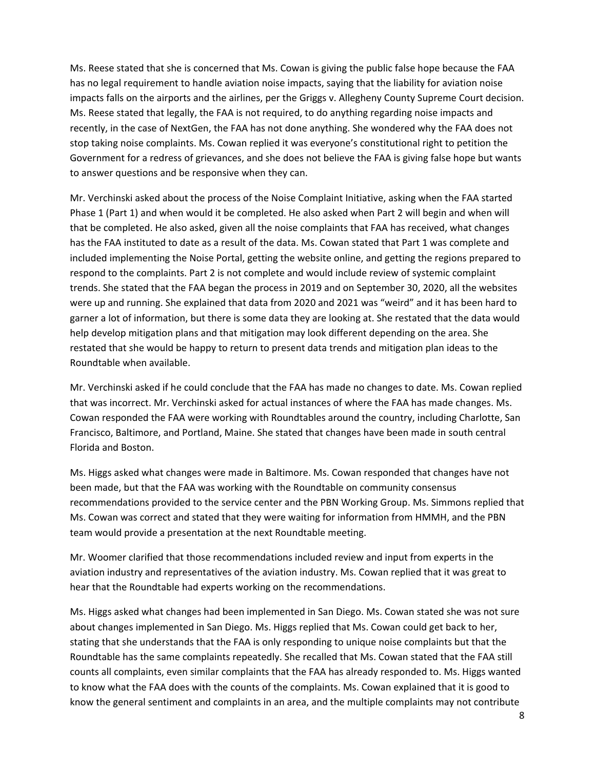Ms. Reese stated that she is concerned that Ms. Cowan is giving the public false hope because the FAA has no legal requirement to handle aviation noise impacts, saying that the liability for aviation noise impacts falls on the airports and the airlines, per the Griggs v. Allegheny County Supreme Court decision. Ms. Reese stated that legally, the FAA is not required, to do anything regarding noise impacts and recently, in the case of NextGen, the FAA has not done anything. She wondered why the FAA does not stop taking noise complaints. Ms. Cowan replied it was everyone's constitutional right to petition the Government for a redress of grievances, and she does not believe the FAA is giving false hope but wants to answer questions and be responsive when they can.

Mr. Verchinski asked about the process of the Noise Complaint Initiative, asking when the FAA started Phase 1 (Part 1) and when would it be completed. He also asked when Part 2 will begin and when will that be completed. He also asked, given all the noise complaints that FAA has received, what changes has the FAA instituted to date as a result of the data. Ms. Cowan stated that Part 1 was complete and included implementing the Noise Portal, getting the website online, and getting the regions prepared to respond to the complaints. Part 2 is not complete and would include review of systemic complaint trends. She stated that the FAA began the process in 2019 and on September 30, 2020, all the websites were up and running. She explained that data from 2020 and 2021 was "weird" and it has been hard to garner a lot of information, but there is some data they are looking at. She restated that the data would help develop mitigation plans and that mitigation may look different depending on the area. She restated that she would be happy to return to present data trends and mitigation plan ideas to the Roundtable when available.

Mr. Verchinski asked if he could conclude that the FAA has made no changes to date. Ms. Cowan replied that was incorrect. Mr. Verchinski asked for actual instances of where the FAA has made changes. Ms. Cowan responded the FAA were working with Roundtables around the country, including Charlotte, San Francisco, Baltimore, and Portland, Maine. She stated that changes have been made in south central Florida and Boston.

Ms. Higgs asked what changes were made in Baltimore. Ms. Cowan responded that changes have not been made, but that the FAA was working with the Roundtable on community consensus recommendations provided to the service center and the PBN Working Group. Ms. Simmons replied that Ms. Cowan was correct and stated that they were waiting for information from HMMH, and the PBN team would provide a presentation at the next Roundtable meeting.

Mr. Woomer clarified that those recommendations included review and input from experts in the aviation industry and representatives of the aviation industry. Ms. Cowan replied that it was great to hear that the Roundtable had experts working on the recommendations.

Ms. Higgs asked what changes had been implemented in San Diego. Ms. Cowan stated she was not sure about changes implemented in San Diego. Ms. Higgs replied that Ms. Cowan could get back to her, stating that she understands that the FAA is only responding to unique noise complaints but that the Roundtable has the same complaints repeatedly. She recalled that Ms. Cowan stated that the FAA still counts all complaints, even similar complaints that the FAA has already responded to. Ms. Higgs wanted to know what the FAA does with the counts of the complaints. Ms. Cowan explained that it is good to know the general sentiment and complaints in an area, and the multiple complaints may not contribute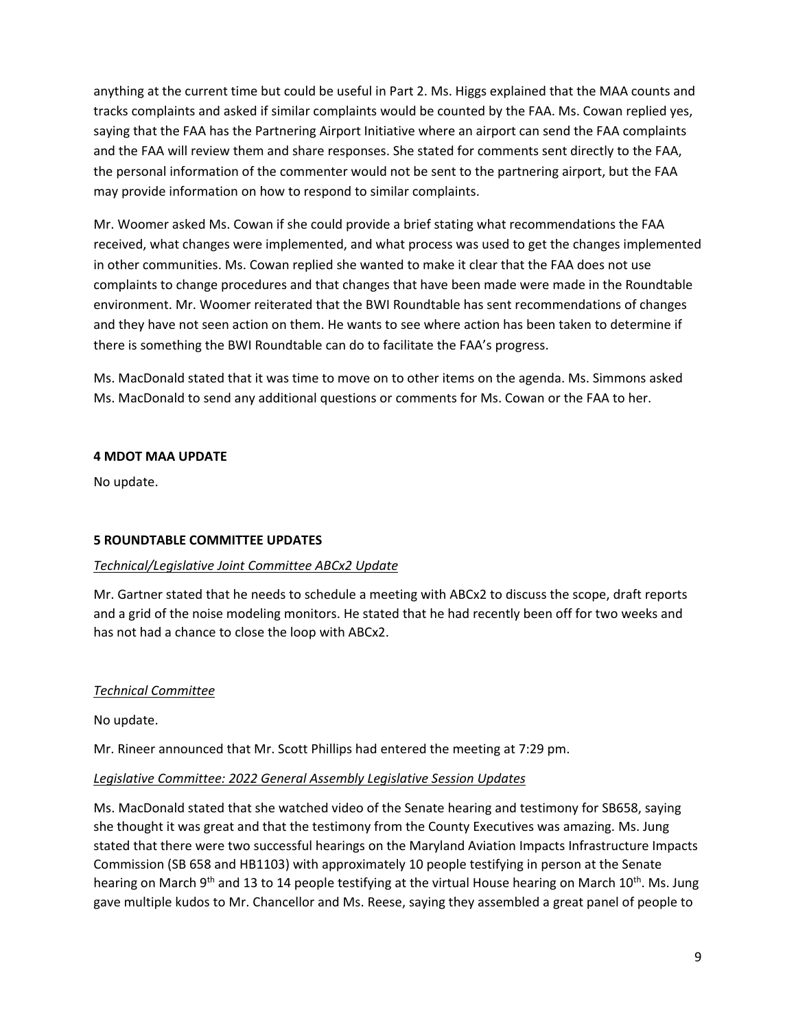anything at the current time but could be useful in Part 2. Ms. Higgs explained that the MAA counts and tracks complaints and asked if similar complaints would be counted by the FAA. Ms. Cowan replied yes, saying that the FAA has the Partnering Airport Initiative where an airport can send the FAA complaints and the FAA will review them and share responses. She stated for comments sent directly to the FAA, the personal information of the commenter would not be sent to the partnering airport, but the FAA may provide information on how to respond to similar complaints.

Mr. Woomer asked Ms. Cowan if she could provide a brief stating what recommendations the FAA received, what changes were implemented, and what process was used to get the changes implemented in other communities. Ms. Cowan replied she wanted to make it clear that the FAA does not use complaints to change procedures and that changes that have been made were made in the Roundtable environment. Mr. Woomer reiterated that the BWI Roundtable has sent recommendations of changes and they have not seen action on them. He wants to see where action has been taken to determine if there is something the BWI Roundtable can do to facilitate the FAA's progress.

Ms. MacDonald stated that it was time to move on to other items on the agenda. Ms. Simmons asked Ms. MacDonald to send any additional questions or comments for Ms. Cowan or the FAA to her.

**4 MDOT MAA UPDATE**

No update.

**5 ROUNDTABLE COMMITTEE UPDATES**

*Technical/Legislative Joint Committee ABCx2 Update*

Mr. Gartner stated that he needs to schedule a meeting with ABCx2 to discuss the scope, draft reports and a grid of the noise modeling monitors. He stated that he had recently been off for two weeks and has not had a chance to close the loop with ABCx2.

*Technical Committee*

No update.

Mr. Rineer announced that Mr. Scott Phillips had entered the meeting at 7:29 pm.

*Legislative Committee: 2022 General Assembly Legislative Session Updates*

Ms. MacDonald stated that she watched video of the Senate hearing and testimony for SB658, saying she thought it was great and that the testimony from the County Executives was amazing. Ms. Jung stated that there were two successful hearings on the Maryland Aviation Impacts Infrastructure Impacts Commission (SB 658 and HB1103) with approximately 10 people testifying in person at the Senate hearing on March 9th and 13 to 14 people testifying at the virtual House hearing on March 10th. Ms. Jung gave multiple kudos to Mr. Chancellor and Ms. Reese, saying they assembled a great panel of people to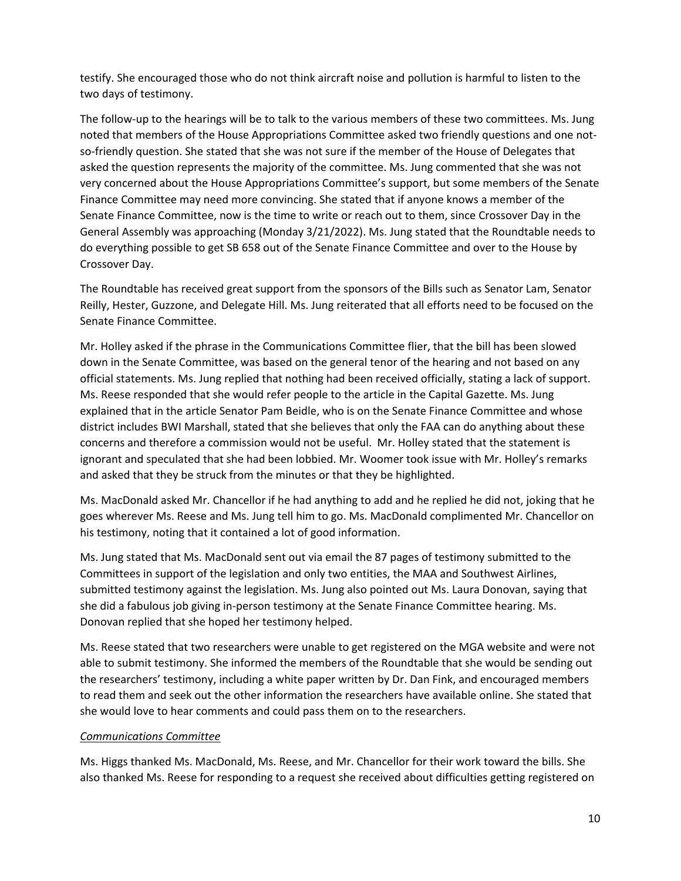testify. She encouraged those who do not think aircraft noise and pollution is harmful to listen to the two days of testimony.

The follow-up to the hearings will be to talk to the various members of these two committees. Ms. Jung noted that members of the House Appropriations Committee asked two friendly questions and one not-so-friendly question. She stated that she was not sure if the member of the House of Delegates that asked the question represents the majority of the committee. Ms. Jung commented that she was not very concerned about the House Appropriations Committee's support, but some members of the Senate Finance Committee may need more convincing. She stated that if anyone knows a member of the Senate Finance Committee, now is the time to write or reach out to them, since Crossover Day in the General Assembly was approaching (Monday 3/21/2022). Ms. Jung stated that the Roundtable needs to do everything possible to get SB 658 out of the Senate Finance Committee and over to the House by Crossover Day.

The Roundtable has received great support from the sponsors of the Bills such as Senator Lam, Senator Reilly, Hester, Guzzone, and Delegate Hill. Ms. Jung reiterated that all efforts need to be focused on the Senate Finance Committee.

Mr. Holley asked if the phrase in the Communications Committee flier, that the bill has been slowed down in the Senate Committee, was based on the general tenor of the hearing and not based on any official statements. Ms. Jung replied that nothing had been received officially, stating a lack of support. Ms. Reese responded that she would refer people to the article in the Capital Gazette. Ms. Jung explained that in the article Senator Pam Beidle, who is on the Senate Finance Committee and whose district includes BWI Marshall, stated that she believes that only the FAA can do anything about these concerns and therefore a commission would not be useful. Mr. Holley stated that the statement is ignorant and speculated that she had been lobbied. Mr. Woomer took issue with Mr. Holley's remarks and asked that they be struck from the minutes or that they be highlighted.

Ms. MacDonald asked Mr. Chancellor if he had anything to add and he replied he did not, joking that he goes wherever Ms. Reese and Ms. Jung tell him to go. Ms. MacDonald complimented Mr. Chancellor on his testimony, noting that it contained a lot of good information.

Ms. Jung stated that Ms. MacDonald sent out via email the 87 pages of testimony submitted to the Committees in support of the legislation and only two entities, the MAA and Southwest Airlines, submitted testimony against the legislation. Ms. Jung also pointed out Ms. Laura Donovan, saying that she did a fabulous job giving in-person testimony at the Senate Finance Committee hearing. Ms. Donovan replied that she hoped her testimony helped.

Ms. Reese stated that two researchers were unable to get registered on the MGA website and were not able to submit testimony. She informed the members of the Roundtable that she would be sending out the researchers' testimony, including a white paper written by Dr. Dan Fink, and encouraged members to read them and seek out the other information the researchers have available online. She stated that she would love to hear comments and could pass them on to the researchers.

*Communications Committee*

Ms. Higgs thanked Ms. MacDonald, Ms. Reese, and Mr. Chancellor for their work toward the bills. She also thanked Ms. Reese for responding to a request she received about difficulties getting registered on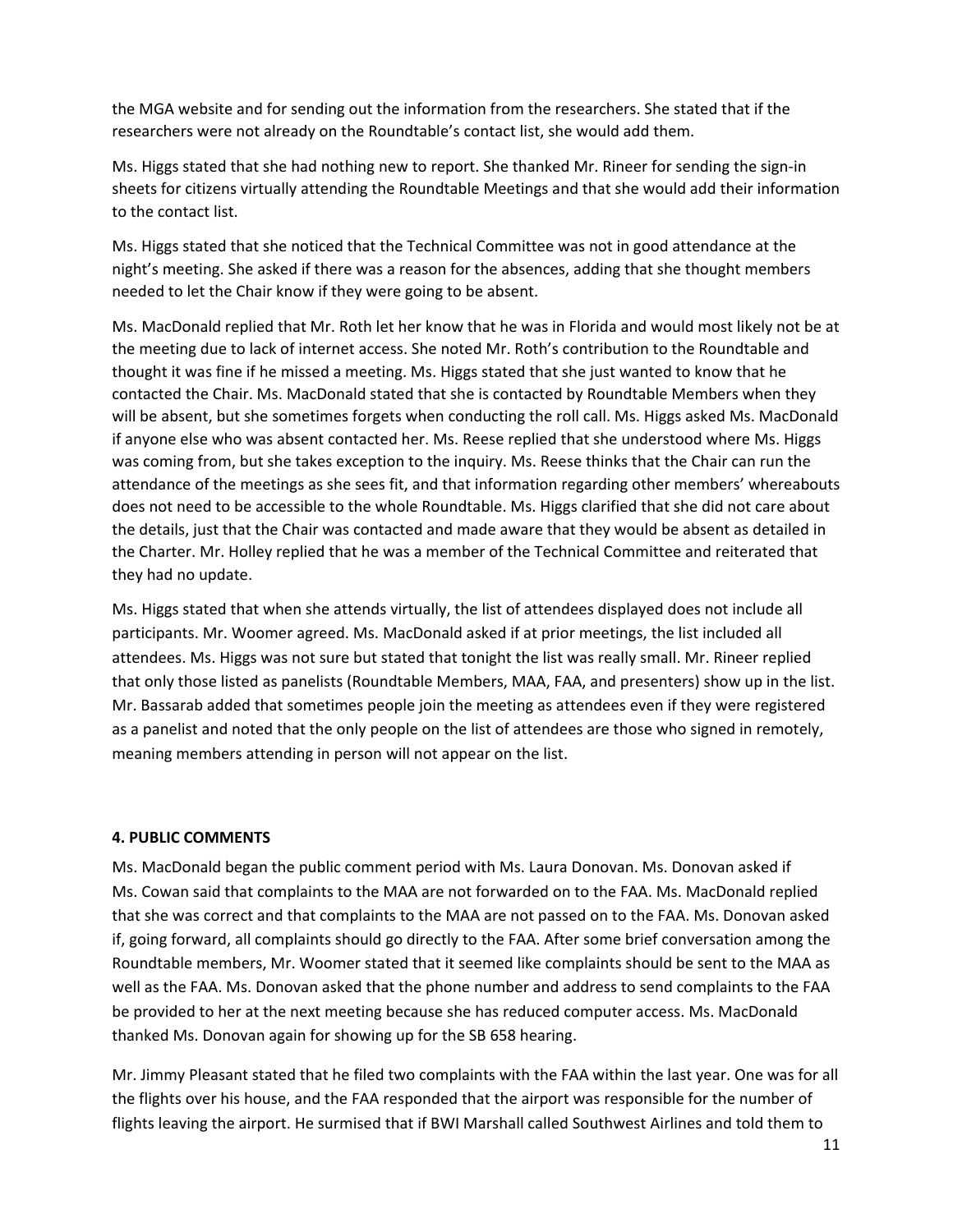the MGA website and for sending out the information from the researchers. She stated that if the researchers were not already on the Roundtable's contact list, she would add them.

Ms. Higgs stated that she had nothing new to report. She thanked Mr. Rineer for sending the sign-in sheets for citizens virtually attending the Roundtable Meetings and that she would add their information to the contact list.

Ms. Higgs stated that she noticed that the Technical Committee was not in good attendance at the night's meeting. She asked if there was a reason for the absences, adding that she thought members needed to let the Chair know if they were going to be absent.

Ms. MacDonald replied that Mr. Roth let her know that he was in Florida and would most likely not be at the meeting due to lack of internet access. She noted Mr. Roth's contribution to the Roundtable and thought it was fine if he missed a meeting. Ms. Higgs stated that she just wanted to know that he contacted the Chair. Ms. MacDonald stated that she is contacted by Roundtable Members when they will be absent, but she sometimes forgets when conducting the roll call. Ms. Higgs asked Ms. MacDonald if anyone else who was absent contacted her. Ms. Reese replied that she understood where Ms. Higgs was coming from, but she takes exception to the inquiry. Ms. Reese thinks that the Chair can run the attendance of the meetings as she sees fit, and that information regarding other members' whereabouts does not need to be accessible to the whole Roundtable. Ms. Higgs clarified that she did not care about the details, just that the Chair was contacted and made aware that they would be absent as detailed in the Charter. Mr. Holley replied that he was a member of the Technical Committee and reiterated that they had no update.

Ms. Higgs stated that when she attends virtually, the list of attendees displayed does not include all participants. Mr. Woomer agreed. Ms. MacDonald asked if at prior meetings, the list included all attendees. Ms. Higgs was not sure but stated that tonight the list was really small. Mr. Rineer replied that only those listed as panelists (Roundtable Members, MAA, FAA, and presenters) show up in the list. Mr. Bassarab added that sometimes people join the meeting as attendees even if they were registered as a panelist and noted that the only people on the list of attendees are those who signed in remotely, meaning members attending in person will not appear on the list.

## 4. PUBLIC COMMENTS

Ms. MacDonald began the public comment period with Ms. Laura Donovan. Ms. Donovan asked if Ms. Cowan said that complaints to the MAA are not forwarded on to the FAA. Ms. MacDonald replied that she was correct and that complaints to the MAA are not passed on to the FAA. Ms. Donovan asked if, going forward, all complaints should go directly to the FAA. After some brief conversation among the Roundtable members, Mr. Woomer stated that it seemed like complaints should be sent to the MAA as well as the FAA. Ms. Donovan asked that the phone number and address to send complaints to the FAA be provided to her at the next meeting because she has reduced computer access. Ms. MacDonald thanked Ms. Donovan again for showing up for the SB 658 hearing.

Mr. Jimmy Pleasant stated that he filed two complaints with the FAA within the last year. One was for all the flights over his house, and the FAA responded that the airport was responsible for the number of flights leaving the airport. He surmised that if BWI Marshall called Southwest Airlines and told them to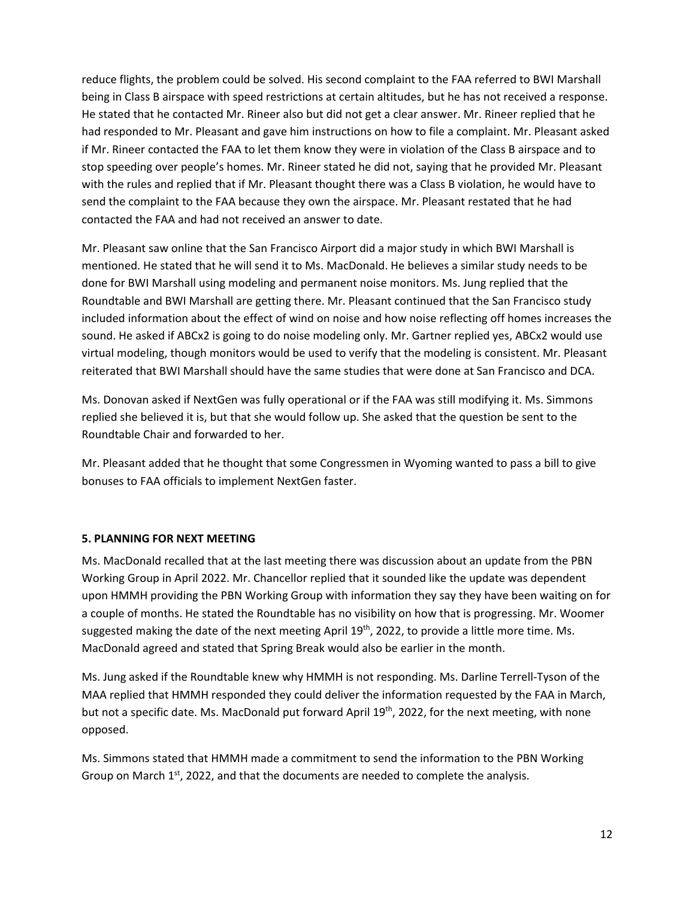reduce flights, the problem could be solved. His second complaint to the FAA referred to BWI Marshall being in Class B airspace with speed restrictions at certain altitudes, but he has not received a response. He stated that he contacted Mr. Rineer also but did not get a clear answer. Mr. Rineer replied that he had responded to Mr. Pleasant and gave him instructions on how to file a complaint. Mr. Pleasant asked if Mr. Rineer contacted the FAA to let them know they were in violation of the Class B airspace and to stop speeding over people's homes. Mr. Rineer stated he did not, saying that he provided Mr. Pleasant with the rules and replied that if Mr. Pleasant thought there was a Class B violation, he would have to send the complaint to the FAA because they own the airspace. Mr. Pleasant restated that he had contacted the FAA and had not received an answer to date.

Mr. Pleasant saw online that the San Francisco Airport did a major study in which BWI Marshall is mentioned. He stated that he will send it to Ms. MacDonald. He believes a similar study needs to be done for BWI Marshall using modeling and permanent noise monitors. Ms. Jung replied that the Roundtable and BWI Marshall are getting there. Mr. Pleasant continued that the San Francisco study included information about the effect of wind on noise and how noise reflecting off homes increases the sound. He asked if ABCx2 is going to do noise modeling only. Mr. Gartner replied yes, ABCx2 would use virtual modeling, though monitors would be used to verify that the modeling is consistent. Mr. Pleasant reiterated that BWI Marshall should have the same studies that were done at San Francisco and DCA.

Ms. Donovan asked if NextGen was fully operational or if the FAA was still modifying it. Ms. Simmons replied she believed it is, but that she would follow up. She asked that the question be sent to the Roundtable Chair and forwarded to her.

Mr. Pleasant added that he thought that some Congressmen in Wyoming wanted to pass a bill to give bonuses to FAA officials to implement NextGen faster.

**5. PLANNING FOR NEXT MEETING**

Ms. MacDonald recalled that at the last meeting there was discussion about an update from the PBN Working Group in April 2022. Mr. Chancellor replied that it sounded like the update was dependent upon HMMH providing the PBN Working Group with information they say they have been waiting on for a couple of months. He stated the Roundtable has no visibility on how that is progressing. Mr. Woomer suggested making the date of the next meeting April 19th, 2022, to provide a little more time. Ms. MacDonald agreed and stated that Spring Break would also be earlier in the month.

Ms. Jung asked if the Roundtable knew why HMMH is not responding. Ms. Darline Terrell-Tyson of the MAA replied that HMMH responded they could deliver the information requested by the FAA in March, but not a specific date. Ms. MacDonald put forward April 19th, 2022, for the next meeting, with none opposed.

Ms. Simmons stated that HMMH made a commitment to send the information to the PBN Working Group on March 1st, 2022, and that the documents are needed to complete the analysis.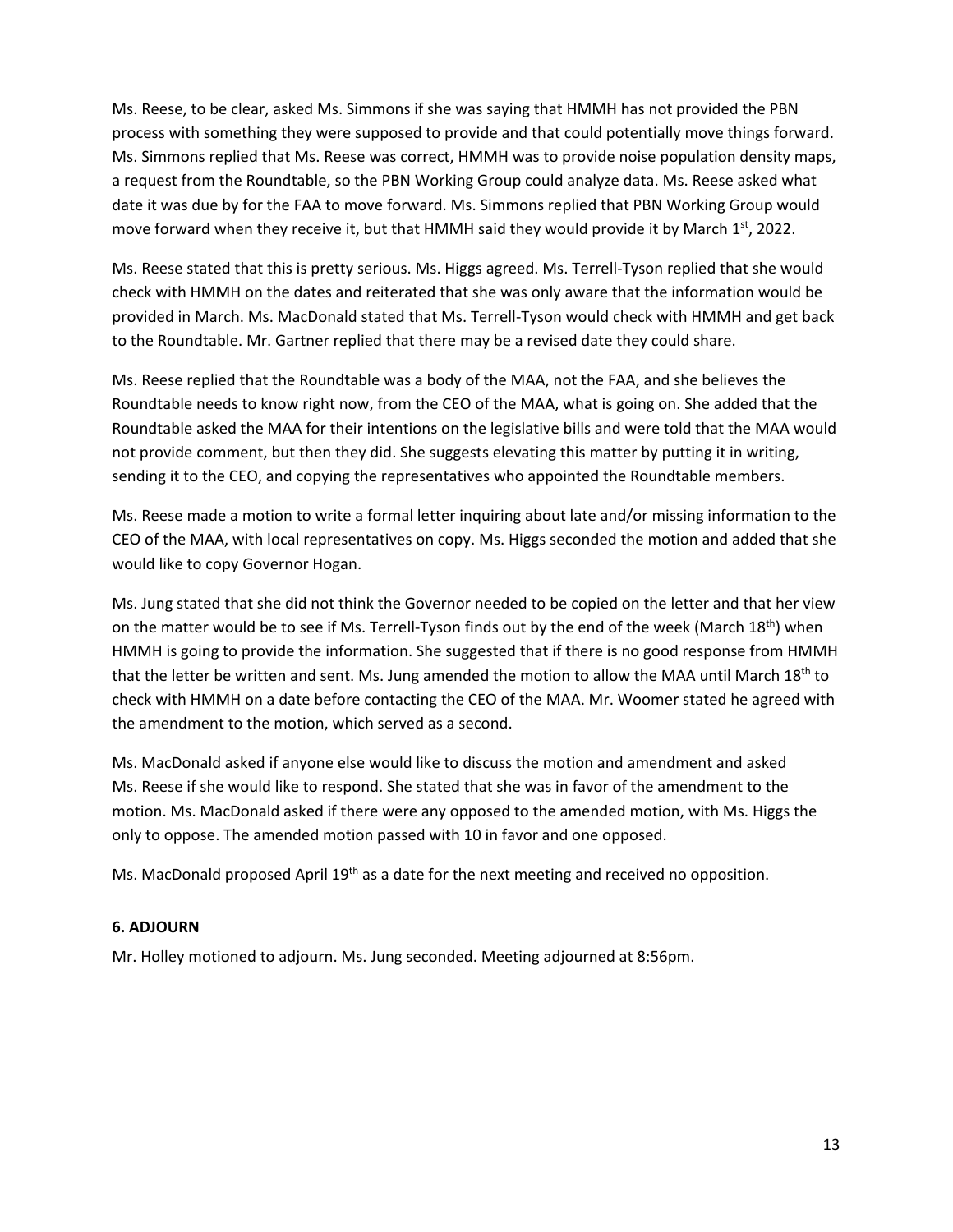Ms. Reese, to be clear, asked Ms. Simmons if she was saying that HMMH has not provided the PBN process with something they were supposed to provide and that could potentially move things forward. Ms. Simmons replied that Ms. Reese was correct, HMMH was to provide noise population density maps, a request from the Roundtable, so the PBN Working Group could analyze data. Ms. Reese asked what date it was due by for the FAA to move forward. Ms. Simmons replied that PBN Working Group would move forward when they receive it, but that HMMH said they would provide it by March 1st, 2022.

Ms. Reese stated that this is pretty serious. Ms. Higgs agreed. Ms. Terrell-Tyson replied that she would check with HMMH on the dates and reiterated that she was only aware that the information would be provided in March. Ms. MacDonald stated that Ms. Terrell-Tyson would check with HMMH and get back to the Roundtable. Mr. Gartner replied that there may be a revised date they could share.

Ms. Reese replied that the Roundtable was a body of the MAA, not the FAA, and she believes the Roundtable needs to know right now, from the CEO of the MAA, what is going on. She added that the Roundtable asked the MAA for their intentions on the legislative bills and were told that the MAA would not provide comment, but then they did. She suggests elevating this matter by putting it in writing, sending it to the CEO, and copying the representatives who appointed the Roundtable members.

Ms. Reese made a motion to write a formal letter inquiring about late and/or missing information to the CEO of the MAA, with local representatives on copy. Ms. Higgs seconded the motion and added that she would like to copy Governor Hogan.

Ms. Jung stated that she did not think the Governor needed to be copied on the letter and that her view on the matter would be to see if Ms. Terrell-Tyson finds out by the end of the week (March 18th) when HMMH is going to provide the information. She suggested that if there is no good response from HMMH that the letter be written and sent. Ms. Jung amended the motion to allow the MAA until March 18th to check with HMMH on a date before contacting the CEO of the MAA. Mr. Woomer stated he agreed with the amendment to the motion, which served as a second.

Ms. MacDonald asked if anyone else would like to discuss the motion and amendment and asked Ms. Reese if she would like to respond. She stated that she was in favor of the amendment to the motion. Ms. MacDonald asked if there were any opposed to the amended motion, with Ms. Higgs the only to oppose. The amended motion passed with 10 in favor and one opposed.

Ms. MacDonald proposed April 19th as a date for the next meeting and received no opposition.

**6. ADJOURN**

Mr. Holley motioned to adjourn. Ms. Jung seconded. Meeting adjourned at 8:56pm.